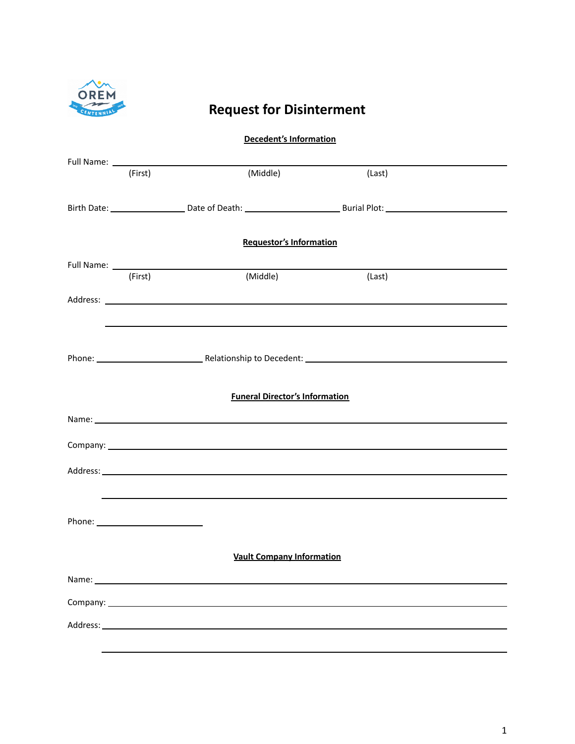OREM CENTENNIAL

# Request for Disinterment

## Decedent's Information

Full Name: ______________________________________________________________
(First) (Middle) (Last)

Birth Date: ______________ Date of Death: __________________ Burial Plot: ______________________

## Requestor's Information

Full Name: ______________________________________________________________
(First) (Middle) (Last)

Address: ______________________________________________________________

______________________________________________________________

Phone: ____________________ Relationship to Decedent: ____________________________________

## Funeral Director's Information

Name: ______________________________________________________________

Company: ______________________________________________________________

Address: ______________________________________________________________

______________________________________________________________

Phone: ____________________

## Vault Company Information

Name: ______________________________________________________________

Company: ______________________________________________________________

Address: ______________________________________________________________

______________________________________________________________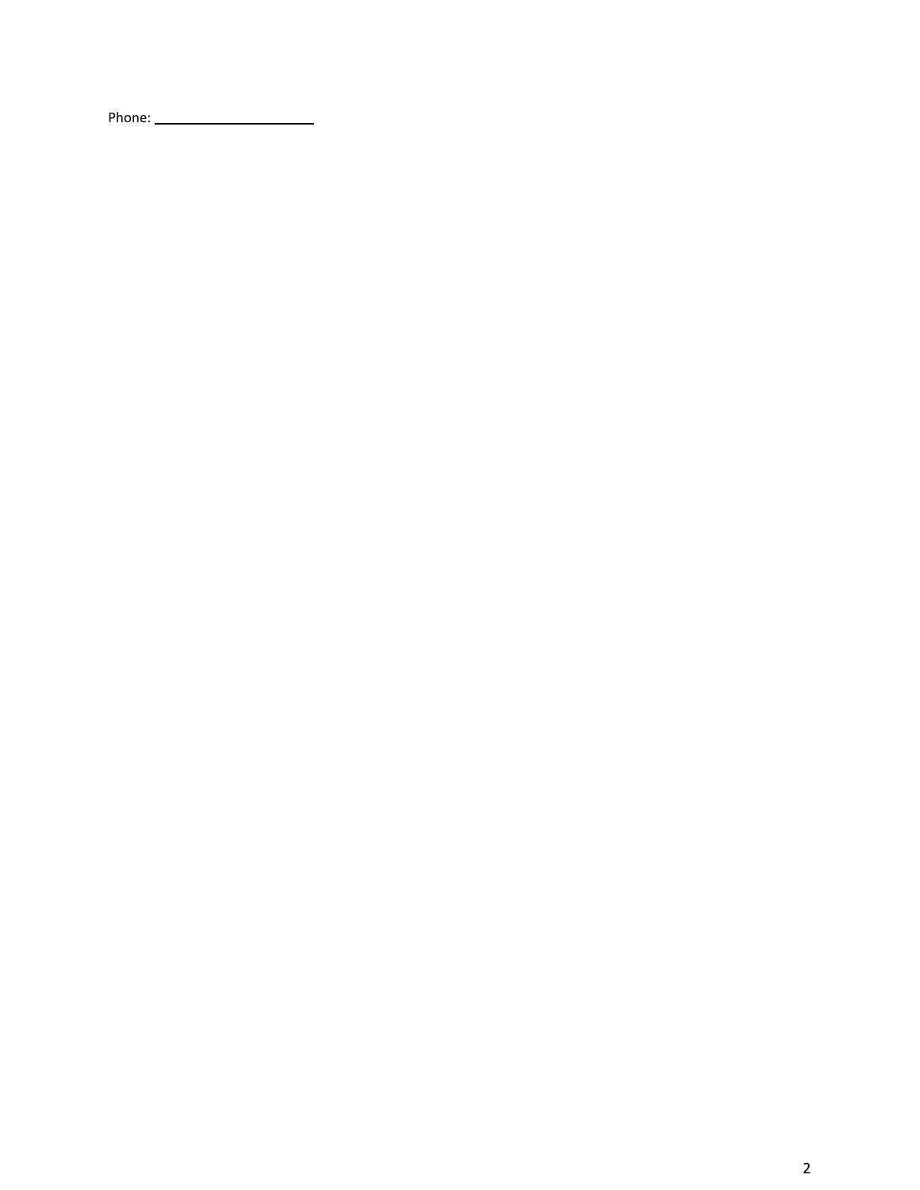Phone: ______________________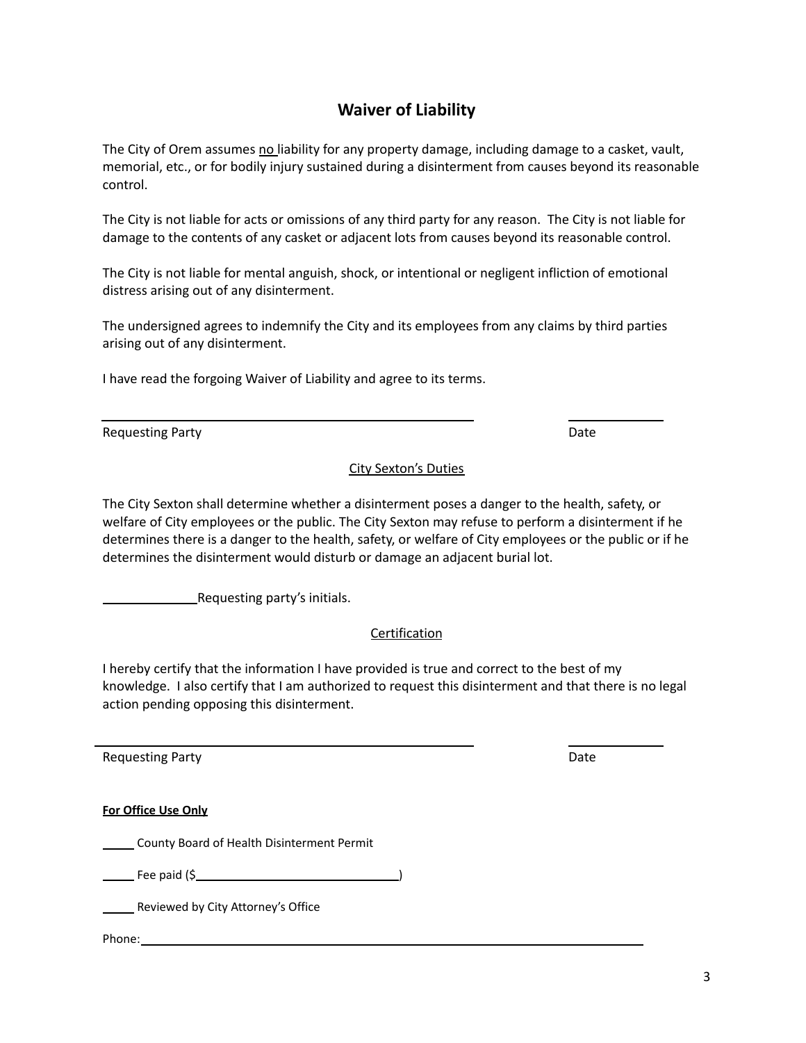## Waiver of Liability

The City of Orem assumes no liability for any property damage, including damage to a casket, vault, memorial, etc., or for bodily injury sustained during a disinterment from causes beyond its reasonable control.

The City is not liable for acts or omissions of any third party for any reason. The City is not liable for damage to the contents of any casket or adjacent lots from causes beyond its reasonable control.

The City is not liable for mental anguish, shock, or intentional or negligent infliction of emotional distress arising out of any disinterment.

The undersigned agrees to indemnify the City and its employees from any claims by third parties arising out of any disinterment.

I have read the forgoing Waiver of Liability and agree to its terms.

\_\_\_\_\_\_\_\_\_\_\_\_\_\_\_\_\_\_\_\_\_\_\_\_\_\_\_\_\_\_\_\_\_\_\_\_\_\_\_\_ \_\_\_\_\_\_\_\_\_\_\_\_

Requesting Party Date

City Sexton's Duties

The City Sexton shall determine whether a disinterment poses a danger to the health, safety, or welfare of City employees or the public. The City Sexton may refuse to perform a disinterment if he determines there is a danger to the health, safety, or welfare of City employees or the public or if he determines the disinterment would disturb or damage an adjacent burial lot.

\_\_\_\_\_\_\_\_\_\_\_\_ Requesting party's initials.

Certification

I hereby certify that the information I have provided is true and correct to the best of my knowledge. I also certify that I am authorized to request this disinterment and that there is no legal action pending opposing this disinterment.

\_\_\_\_\_\_\_\_\_\_\_\_\_\_\_\_\_\_\_\_\_\_\_\_\_\_\_\_\_\_\_\_\_\_\_\_\_\_\_\_ \_\_\_\_\_\_\_\_\_\_\_\_

Requesting Party Date

**For Office Use Only**

\_\_\_\_ County Board of Health Disinterment Permit

\_\_\_\_ Fee paid ($\_\_\_\_\_\_\_\_\_\_\_\_\_\_\_\_\_\_\_\_\_\_\_\_)

\_\_\_\_ Reviewed by City Attorney's Office

Phone: \_\_\_\_\_\_\_\_\_\_\_\_\_\_\_\_\_\_\_\_\_\_\_\_\_\_\_\_\_\_\_\_\_\_\_\_\_\_\_\_\_\_\_\_\_\_\_\_\_\_\_\_\_\_